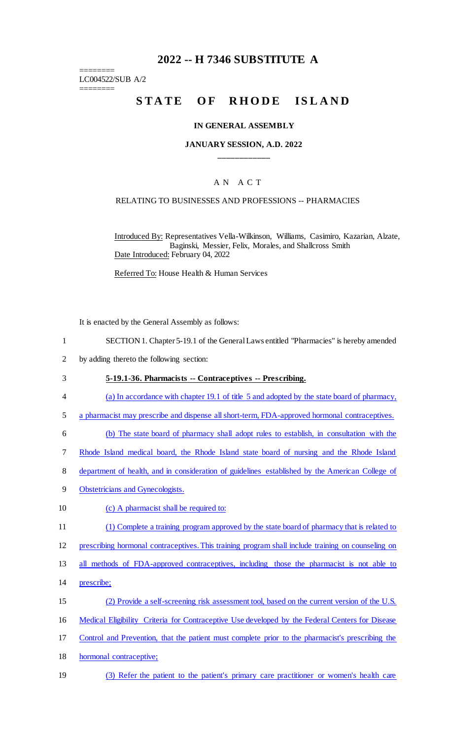# 2022 -- H 7346 SUBSTITUTE A

========
LC004522/SUB A/2
========

## STATE OF RHODE ISLAND

**IN GENERAL ASSEMBLY**

**JANUARY SESSION, A.D. 2022**

A N A C T

RELATING TO BUSINESSES AND PROFESSIONS -- PHARMACIES

Introduced By: Representatives Vella-Wilkinson, Williams, Casimiro, Kazarian, Alzate, Baginski, Messier, Felix, Morales, and Shallcross Smith

Date Introduced: February 04, 2022

Referred To: House Health & Human Services

It is enacted by the General Assembly as follows:

1 SECTION 1. Chapter 5-19.1 of the General Laws entitled "Pharmacies" is hereby amended
2 by adding thereto the following section:

3 **5-19.1-36. Pharmacists -- Contraceptives -- Prescribing.**

4 (a) In accordance with chapter 19.1 of title 5 and adopted by the state board of pharmacy,
5 a pharmacist may prescribe and dispense all short-term, FDA-approved hormonal contraceptives.

6 (b) The state board of pharmacy shall adopt rules to establish, in consultation with the
7 Rhode Island medical board, the Rhode Island state board of nursing and the Rhode Island
8 department of health, and in consideration of guidelines established by the American College of
9 Obstetricians and Gynecologists.

10 (c) A pharmacist shall be required to:

11 (1) Complete a training program approved by the state board of pharmacy that is related to
12 prescribing hormonal contraceptives. This training program shall include training on counseling on
13 all methods of FDA-approved contraceptives, including those the pharmacist is not able to
14 prescribe;

15 (2) Provide a self-screening risk assessment tool, based on the current version of the U.S.
16 Medical Eligibility Criteria for Contraceptive Use developed by the Federal Centers for Disease
17 Control and Prevention, that the patient must complete prior to the pharmacist's prescribing the
18 hormonal contraceptive;

19 (3) Refer the patient to the patient's primary care practitioner or women's health care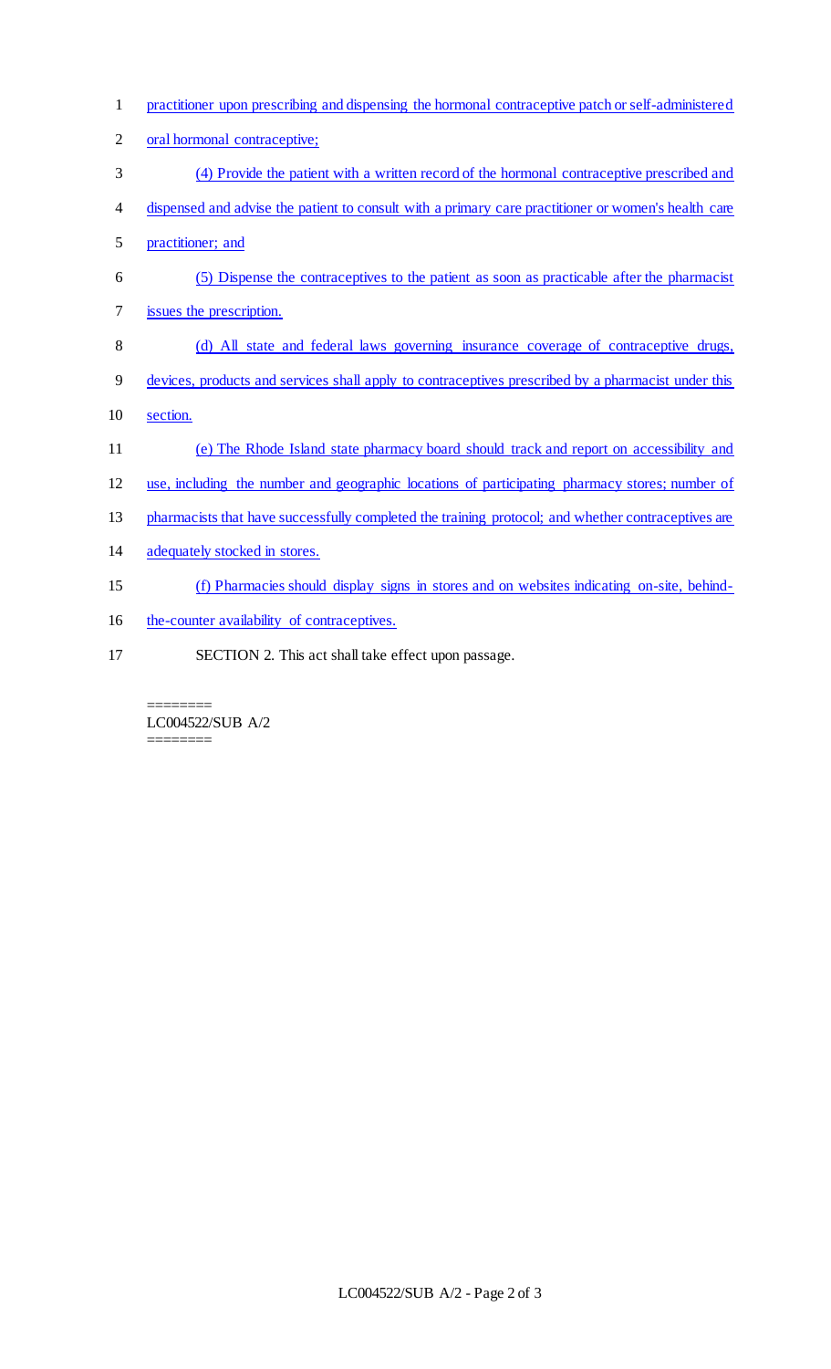practitioner upon prescribing and dispensing the hormonal contraceptive patch or self-administered oral hormonal contraceptive;

(4) Provide the patient with a written record of the hormonal contraceptive prescribed and dispensed and advise the patient to consult with a primary care practitioner or women's health care practitioner; and

(5) Dispense the contraceptives to the patient as soon as practicable after the pharmacist issues the prescription.

(d) All state and federal laws governing insurance coverage of contraceptive drugs, devices, products and services shall apply to contraceptives prescribed by a pharmacist under this section.

(e) The Rhode Island state pharmacy board should track and report on accessibility and use, including the number and geographic locations of participating pharmacy stores; number of pharmacists that have successfully completed the training protocol; and whether contraceptives are adequately stocked in stores.

(f) Pharmacies should display signs in stores and on websites indicating on-site, behind-the-counter availability of contraceptives.

SECTION 2. This act shall take effect upon passage.

========
LC004522/SUB A/2
========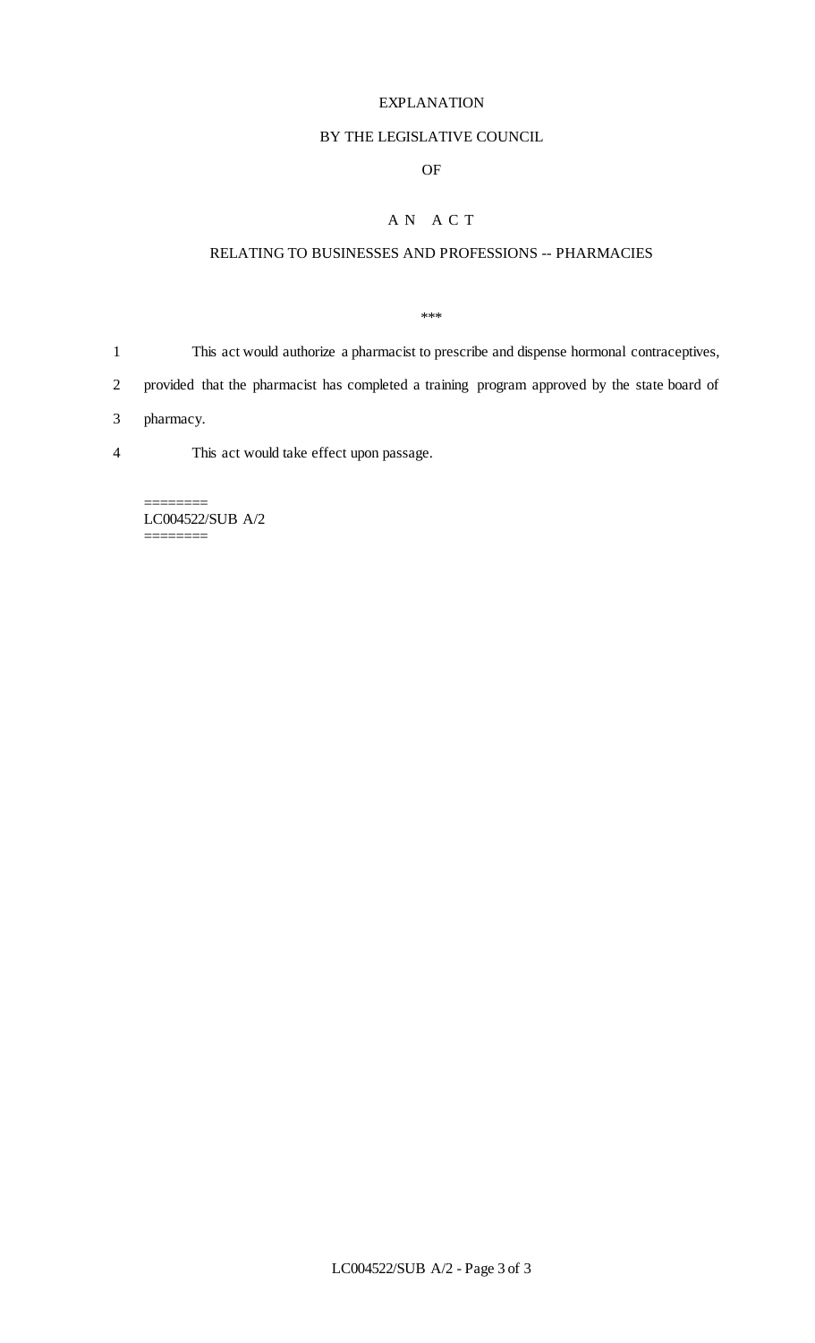EXPLANATION

BY THE LEGISLATIVE COUNCIL

OF

A N A C T

RELATING TO BUSINESSES AND PROFESSIONS -- PHARMACIES

\*\*\*

1 This act would authorize a pharmacist to prescribe and dispense hormonal contraceptives,
2 provided that the pharmacist has completed a training program approved by the state board of
3 pharmacy.
4 This act would take effect upon passage.

========
LC004522/SUB A/2
========